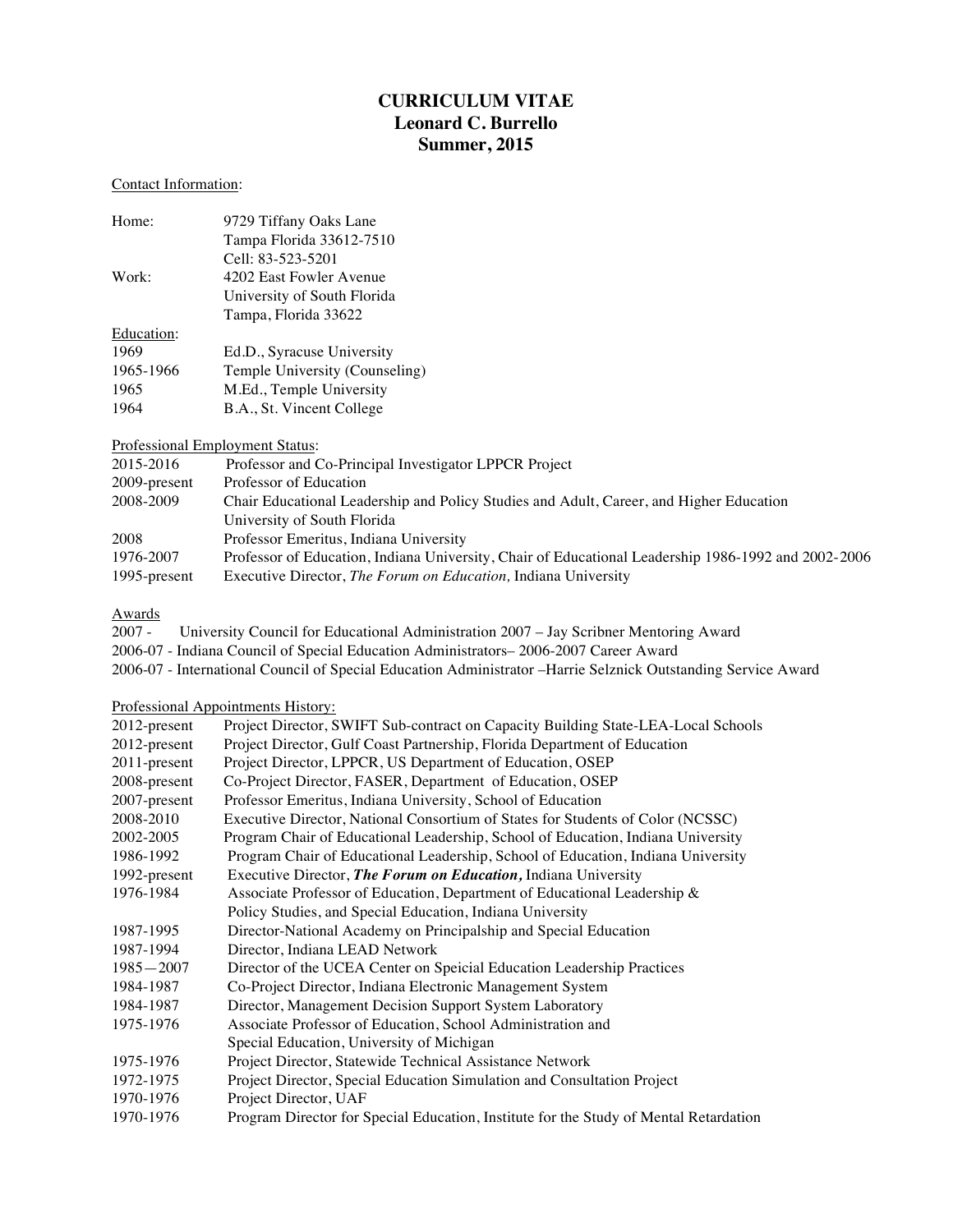# CURRICULUM VITAE
# Leonard C. Burrello
# Summer, 2015

Contact Information:

| | |
|---|---|
| Home: | 9729 Tiffany Oaks Lane |
| | Tampa Florida 33612-7510 |
| | Cell: 83-523-5201 |
| Work: | 4202 East Fowler Avenue |
| | University of South Florida |
| | Tampa, Florida 33622 |

Education:

| | |
|---|---|
| 1969 | Ed.D., Syracuse University |
| 1965-1966 | Temple University (Counseling) |
| 1965 | M.Ed., Temple University |
| 1964 | B.A., St. Vincent College |

Professional Employment Status:

| | |
|---|---|
| 2015-2016 | Professor and Co-Principal Investigator LPPCR Project |
| 2009-present | Professor of Education |
| 2008-2009 | Chair Educational Leadership and Policy Studies and Adult, Career, and Higher Education University of South Florida |
| 2008 | Professor Emeritus, Indiana University |
| 1976-2007 | Professor of Education, Indiana University, Chair of Educational Leadership 1986-1992 and 2002-2006 |
| 1995-present | Executive Director, *The Forum on Education,* Indiana University |

Awards

2007 - University Council for Educational Administration 2007 – Jay Scribner Mentoring Award
2006-07 - Indiana Council of Special Education Administrators– 2006-2007 Career Award
2006-07 - International Council of Special Education Administrator –Harrie Selznick Outstanding Service Award

Professional Appointments History:

| | |
|---|---|
| 2012-present | Project Director, SWIFT Sub-contract on Capacity Building State-LEA-Local Schools |
| 2012-present | Project Director, Gulf Coast Partnership, Florida Department of Education |
| 2011-present | Project Director, LPPCR, US Department of Education, OSEP |
| 2008-present | Co-Project Director, FASER, Department of Education, OSEP |
| 2007-present | Professor Emeritus, Indiana University, School of Education |
| 2008-2010 | Executive Director, National Consortium of States for Students of Color (NCSSC) |
| 2002-2005 | Program Chair of Educational Leadership, School of Education, Indiana University |
| 1986-1992 | Program Chair of Educational Leadership, School of Education, Indiana University |
| 1992-present | Executive Director, ***The Forum on Education,*** Indiana University |
| 1976-1984 | Associate Professor of Education, Department of Educational Leadership & Policy Studies, and Special Education, Indiana University |
| 1987-1995 | Director-National Academy on Principalship and Special Education |
| 1987-1994 | Director, Indiana LEAD Network |
| 1985—2007 | Director of the UCEA Center on Speicial Education Leadership Practices |
| 1984-1987 | Co-Project Director, Indiana Electronic Management System |
| 1984-1987 | Director, Management Decision Support System Laboratory |
| 1975-1976 | Associate Professor of Education, School Administration and Special Education, University of Michigan |
| 1975-1976 | Project Director, Statewide Technical Assistance Network |
| 1972-1975 | Project Director, Special Education Simulation and Consultation Project |
| 1970-1976 | Project Director, UAF |
| 1970-1976 | Program Director for Special Education, Institute for the Study of Mental Retardation |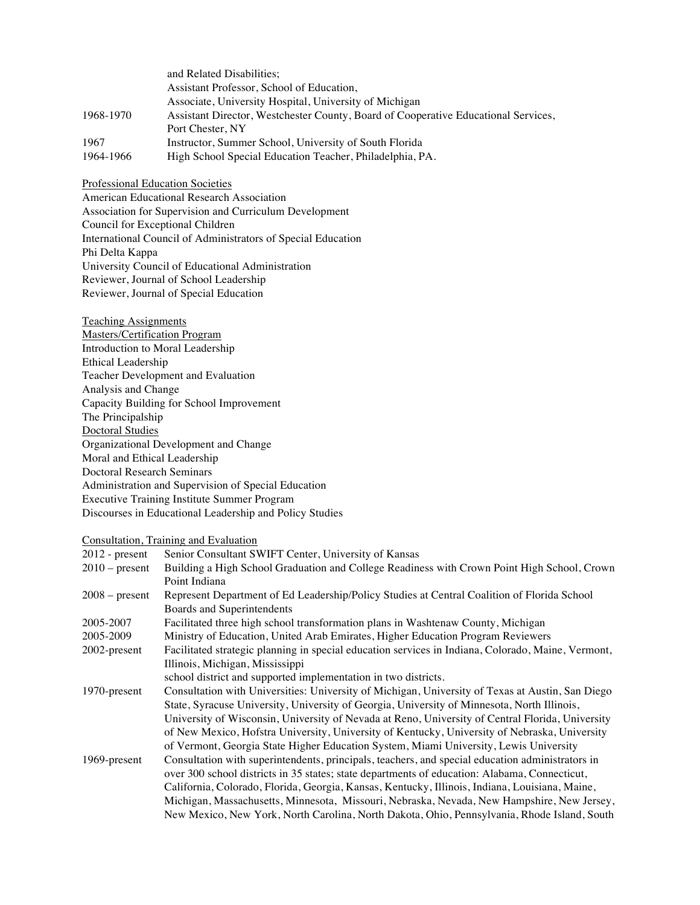| | |
|---|---|
| | and Related Disabilities;<br>Assistant Professor, School of Education,<br>Associate, University Hospital, University of Michigan |
| 1968-1970 | Assistant Director, Westchester County, Board of Cooperative Educational Services, Port Chester, NY |
| 1967 | Instructor, Summer School, University of South Florida |
| 1964-1966 | High School Special Education Teacher, Philadelphia, PA. |

<u>Professional Education Societies</u>

American Educational Research Association
Association for Supervision and Curriculum Development
Council for Exceptional Children
International Council of Administrators of Special Education
Phi Delta Kappa
University Council of Educational Administration
Reviewer, Journal of School Leadership
Reviewer, Journal of Special Education

<u>Teaching Assignments</u>

<u>Masters/Certification Program</u>

Introduction to Moral Leadership
Ethical Leadership
Teacher Development and Evaluation
Analysis and Change
Capacity Building for School Improvement
The Principalship

<u>Doctoral Studies</u>

Organizational Development and Change
Moral and Ethical Leadership
Doctoral Research Seminars
Administration and Supervision of Special Education
Executive Training Institute Summer Program
Discourses in Educational Leadership and Policy Studies

<u>Consultation, Training and Evaluation</u>

| | |
|---|---|
| 2012 - present | Senior Consultant SWIFT Center, University of Kansas |
| 2010 – present | Building a High School Graduation and College Readiness with Crown Point High School, Crown Point Indiana |
| 2008 – present | Represent Department of Ed Leadership/Policy Studies at Central Coalition of Florida School Boards and Superintendents |
| 2005-2007 | Facilitated three high school transformation plans in Washtenaw County, Michigan |
| 2005-2009 | Ministry of Education, United Arab Emirates, Higher Education Program Reviewers |
| 2002-present | Facilitated strategic planning in special education services in Indiana, Colorado, Maine, Vermont, Illinois, Michigan, Mississippi<br>school district and supported implementation in two districts. |
| 1970-present | Consultation with Universities: University of Michigan, University of Texas at Austin, San Diego State, Syracuse University, University of Georgia, University of Minnesota, North Illinois, University of Wisconsin, University of Nevada at Reno, University of Central Florida, University of New Mexico, Hofstra University, University of Kentucky, University of Nebraska, University of Vermont, Georgia State Higher Education System, Miami University, Lewis University |
| 1969-present | Consultation with superintendents, principals, teachers, and special education administrators in over 300 school districts in 35 states; state departments of education: Alabama, Connecticut, California, Colorado, Florida, Georgia, Kansas, Kentucky, Illinois, Indiana, Louisiana, Maine, Michigan, Massachusetts, Minnesota, Missouri, Nebraska, Nevada, New Hampshire, New Jersey, New Mexico, New York, North Carolina, North Dakota, Ohio, Pennsylvania, Rhode Island, South |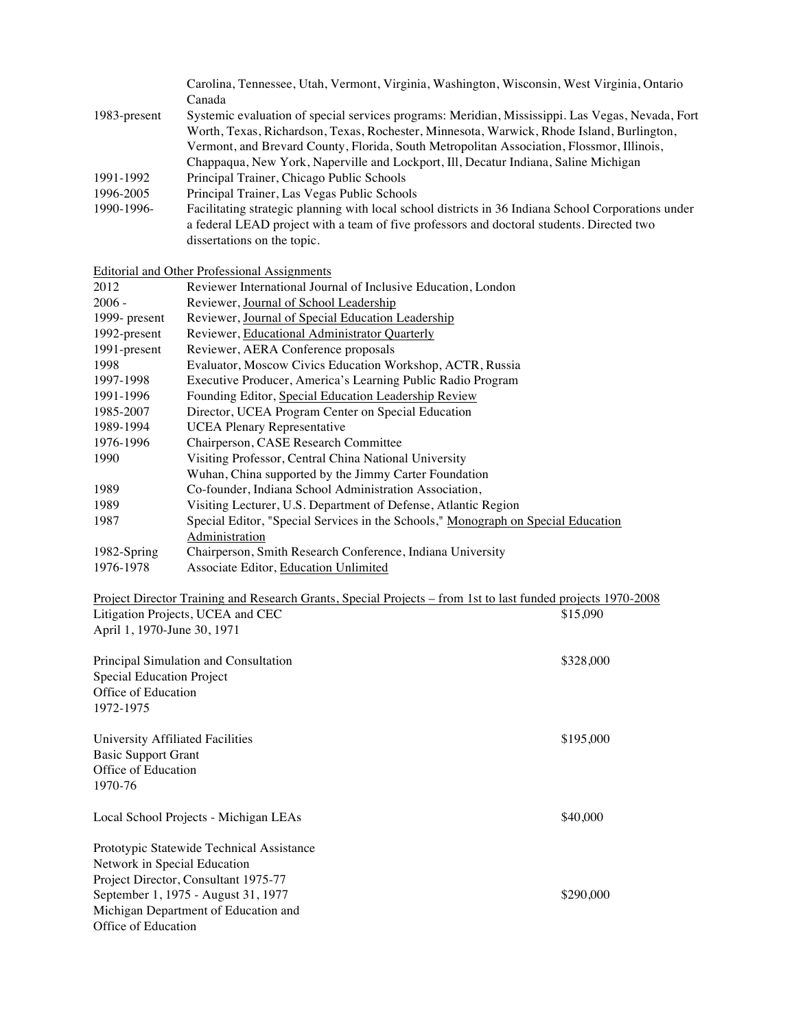| | |
|---|---|
| | Carolina, Tennessee, Utah, Vermont, Virginia, Washington, Wisconsin, West Virginia, Ontario Canada |
| 1983-present | Systemic evaluation of special services programs: Meridian, Mississippi. Las Vegas, Nevada, Fort Worth, Texas, Richardson, Texas, Rochester, Minnesota, Warwick, Rhode Island, Burlington, Vermont, and Brevard County, Florida, South Metropolitan Association, Flossmor, Illinois, Chappaqua, New York, Naperville and Lockport, Ill, Decatur Indiana, Saline Michigan |
| 1991-1992 | Principal Trainer, Chicago Public Schools |
| 1996-2005 | Principal Trainer, Las Vegas Public Schools |
| 1990-1996- | Facilitating strategic planning with local school districts in 36 Indiana School Corporations under a federal LEAD project with a team of five professors and doctoral students. Directed two dissertations on the topic. |

Editorial and Other Professional Assignments

| | |
|---|---|
| 2012 | Reviewer International Journal of Inclusive Education, London |
| 2006 - | Reviewer, Journal of School Leadership |
| 1999- present | Reviewer, Journal of Special Education Leadership |
| 1992-present | Reviewer, Educational Administrator Quarterly |
| 1991-present | Reviewer, AERA Conference proposals |
| 1998 | Evaluator, Moscow Civics Education Workshop, ACTR, Russia |
| 1997-1998 | Executive Producer, America's Learning Public Radio Program |
| 1991-1996 | Founding Editor, Special Education Leadership Review |
| 1985-2007 | Director, UCEA Program Center on Special Education |
| 1989-1994 | UCEA Plenary Representative |
| 1976-1996 | Chairperson, CASE Research Committee |
| 1990 | Visiting Professor, Central China National University Wuhan, China supported by the Jimmy Carter Foundation |
| 1989 | Co-founder, Indiana School Administration Association, |
| 1989 | Visiting Lecturer, U.S. Department of Defense, Atlantic Region |
| 1987 | Special Editor, "Special Services in the Schools," Monograph on Special Education Administration |
| 1982-Spring | Chairperson, Smith Research Conference, Indiana University |
| 1976-1978 | Associate Editor, Education Unlimited |

Project Director Training and Research Grants, Special Projects – from 1st to last funded projects 1970-2008

| | |
|---|---|
| Litigation Projects, UCEA and CEC<br>April 1, 1970-June 30, 1971 | $15,090 |
| Principal Simulation and Consultation<br>Special Education Project<br>Office of Education<br>1972-1975 | $328,000 |
| University Affiliated Facilities<br>Basic Support Grant<br>Office of Education<br>1970-76 | $195,000 |
| Local School Projects - Michigan LEAs | $40,000 |
| Prototypic Statewide Technical Assistance<br>Network in Special Education<br>Project Director, Consultant 1975-77<br>September 1, 1975 - August 31, 1977<br>Michigan Department of Education and<br>Office of Education | $290,000 |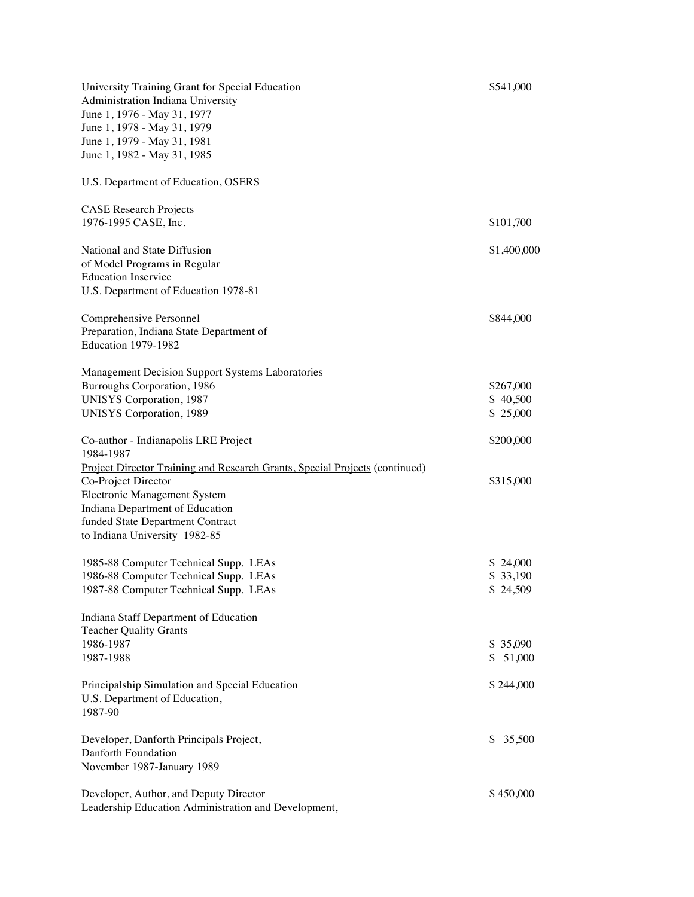University Training Grant for Special Education Administration Indiana University
June 1, 1976 - May 31, 1977
June 1, 1978 - May 31, 1979
June 1, 1979 - May 31, 1981
June 1, 1982 - May 31, 1985 — $541,000

U.S. Department of Education, OSERS

CASE Research Projects
1976-1995 CASE, Inc. — $101,700

National and State Diffusion of Model Programs in Regular Education Inservice
U.S. Department of Education 1978-81 — $1,400,000

Comprehensive Personnel Preparation, Indiana State Department of Education 1979-1982 — $844,000

Management Decision Support Systems Laboratories

| | |
|---|---|
| Burroughs Corporation, 1986 | $267,000 |
| UNISYS Corporation, 1987 | $ 40,500 |
| UNISYS Corporation, 1989 | $ 25,000 |

Co-author - Indianapolis LRE Project
1984-1987 — $200,000

<u>Project Director Training and Research Grants, Special Projects</u> (continued)

Co-Project Director
Electronic Management System
Indiana Department of Education
funded State Department Contract
to Indiana University 1982-85 — $315,000

| | |
|---|---|
| 1985-88 Computer Technical Supp. LEAs | $ 24,000 |
| 1986-88 Computer Technical Supp. LEAs | $ 33,190 |
| 1987-88 Computer Technical Supp. LEAs | $ 24,509 |

Indiana Staff Department of Education
Teacher Quality Grants

| | |
|---|---|
| 1986-1987 | $ 35,090 |
| 1987-1988 | $ 51,000 |

Principalship Simulation and Special Education
U.S. Department of Education,
1987-90 — $ 244,000

Developer, Danforth Principals Project,
Danforth Foundation
November 1987-January 1989 — $ 35,500

Developer, Author, and Deputy Director
Leadership Education Administration and Development, — $ 450,000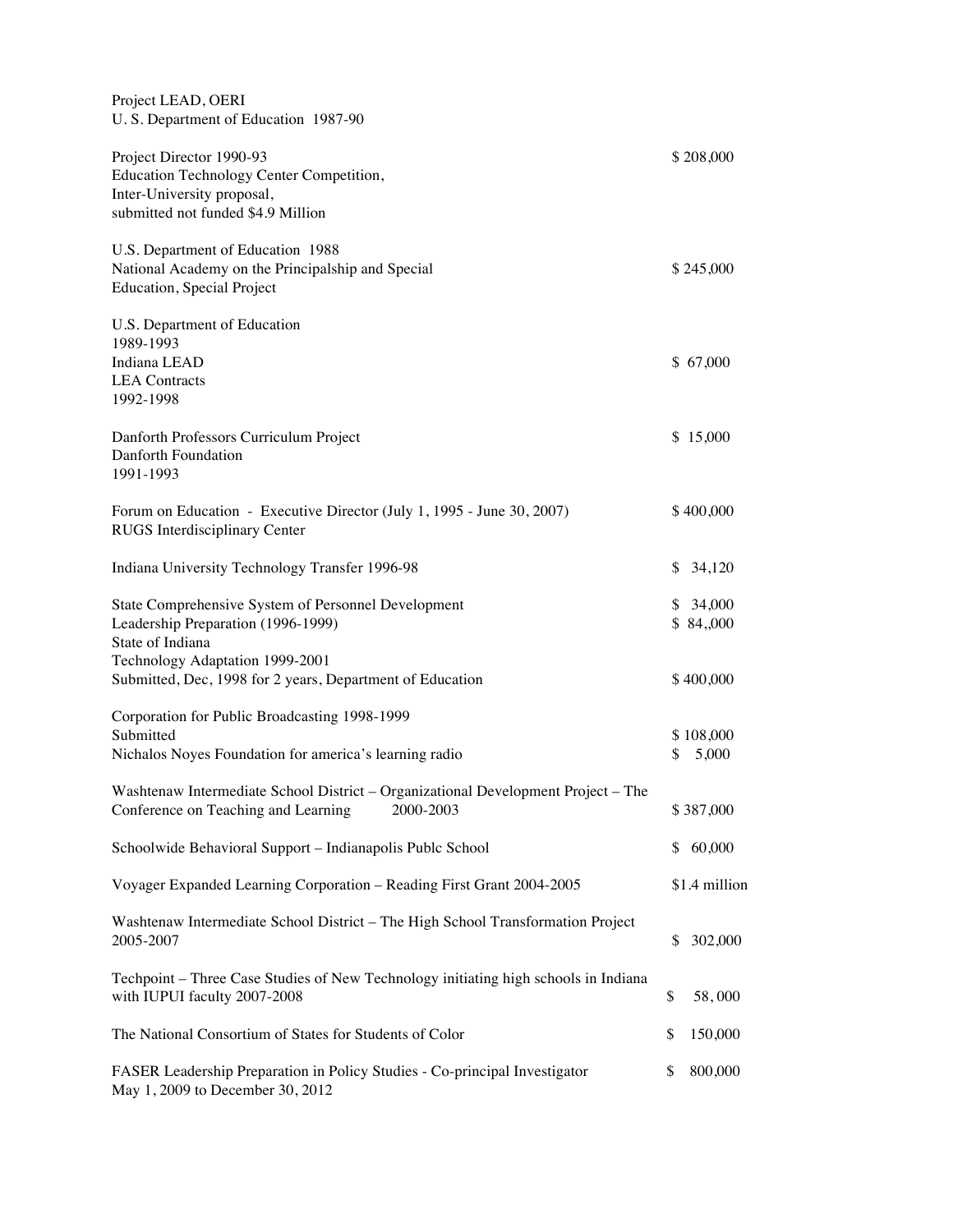Project LEAD, OERI
U. S. Department of Education 1987-90

Project Director 1990-93 — $ 208,000
Education Technology Center Competition,
Inter-University proposal,
submitted not funded $4.9 Million

U.S. Department of Education 1988
National Academy on the Principalship and Special Education, Special Project — $ 245,000

U.S. Department of Education
1989-1993
Indiana LEAD — $ 67,000
LEA Contracts
1992-1998

Danforth Professors Curriculum Project — $ 15,000
Danforth Foundation
1991-1993

Forum on Education - Executive Director (July 1, 1995 - June 30, 2007) — $ 400,000
RUGS Interdisciplinary Center

Indiana University Technology Transfer 1996-98 — $ 34,120

State Comprehensive System of Personnel Development — $ 34,000
Leadership Preparation (1996-1999) — $ 84,,000
State of Indiana
Technology Adaptation 1999-2001
Submitted, Dec, 1998 for 2 years, Department of Education — $ 400,000

Corporation for Public Broadcasting 1998-1999
Submitted — $ 108,000
Nichalos Noyes Foundation for america's learning radio — $ 5,000

Washtenaw Intermediate School District – Organizational Development Project – The Conference on Teaching and Learning 2000-2003 — $ 387,000

Schoolwide Behavioral Support – Indianapolis Publc School — $ 60,000

Voyager Expanded Learning Corporation – Reading First Grant 2004-2005 — $1.4 million

Washtenaw Intermediate School District – The High School Transformation Project 2005-2007 — $ 302,000

Techpoint – Three Case Studies of New Technology initiating high schools in Indiana with IUPUI faculty 2007-2008 — $ 58, 000

The National Consortium of States for Students of Color — $ 150,000

FASER Leadership Preparation in Policy Studies - Co-principal Investigator — $ 800,000
May 1, 2009 to December 30, 2012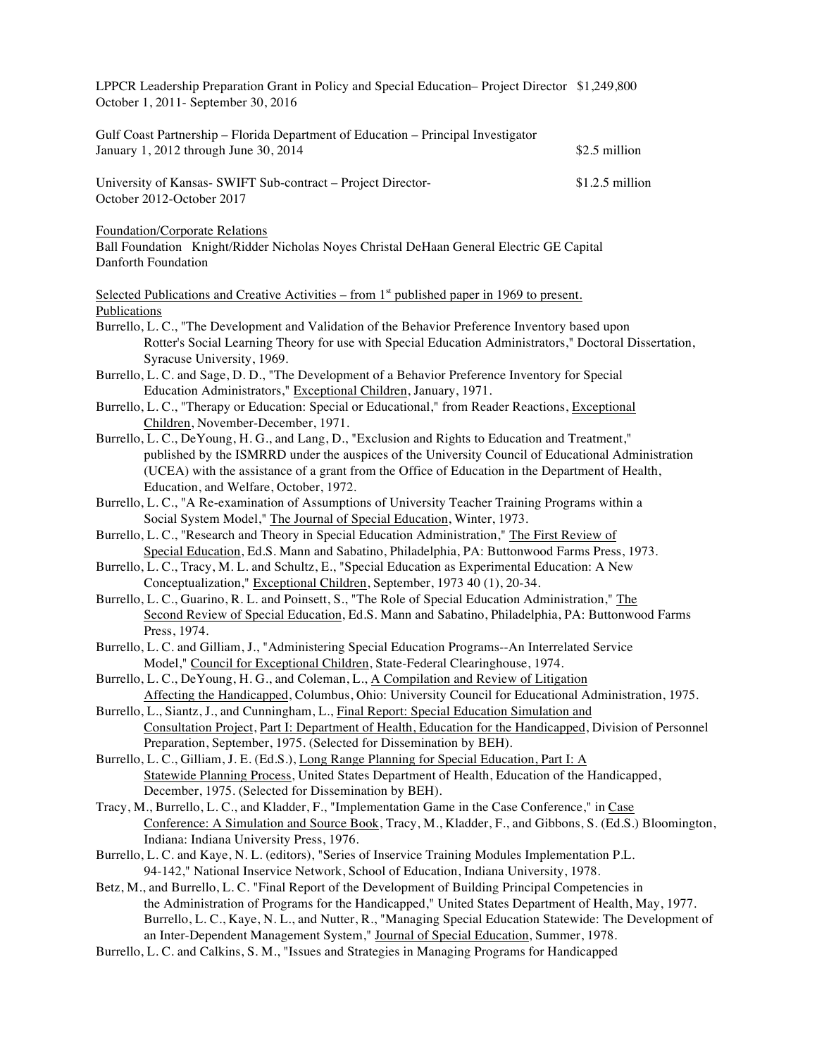LPPCR Leadership Preparation Grant in Policy and Special Education– Project Director $1,249,800
October 1, 2011- September 30, 2016

Gulf Coast Partnership – Florida Department of Education – Principal Investigator
January 1, 2012 through June 30, 2014 $2.5 million

University of Kansas- SWIFT Sub-contract – Project Director- $1.2.5 million
October 2012-October 2017

Foundation/Corporate Relations
Ball Foundation Knight/Ridder Nicholas Noyes Christal DeHaan General Electric GE Capital Danforth Foundation

Selected Publications and Creative Activities – from 1st published paper in 1969 to present.
Publications

Burrello, L. C., "The Development and Validation of the Behavior Preference Inventory based upon Rotter's Social Learning Theory for use with Special Education Administrators," Doctoral Dissertation, Syracuse University, 1969.

Burrello, L. C. and Sage, D. D., "The Development of a Behavior Preference Inventory for Special Education Administrators," Exceptional Children, January, 1971.

Burrello, L. C., "Therapy or Education: Special or Educational," from Reader Reactions, Exceptional Children, November-December, 1971.

Burrello, L. C., DeYoung, H. G., and Lang, D., "Exclusion and Rights to Education and Treatment," published by the ISMRRD under the auspices of the University Council of Educational Administration (UCEA) with the assistance of a grant from the Office of Education in the Department of Health, Education, and Welfare, October, 1972.

Burrello, L. C., "A Re-examination of Assumptions of University Teacher Training Programs within a Social System Model," The Journal of Special Education, Winter, 1973.

Burrello, L. C., "Research and Theory in Special Education Administration," The First Review of Special Education, Ed.S. Mann and Sabatino, Philadelphia, PA: Buttonwood Farms Press, 1973.

Burrello, L. C., Tracy, M. L. and Schultz, E., "Special Education as Experimental Education: A New Conceptualization," Exceptional Children, September, 1973 40 (1), 20-34.

Burrello, L. C., Guarino, R. L. and Poinsett, S., "The Role of Special Education Administration," The Second Review of Special Education, Ed.S. Mann and Sabatino, Philadelphia, PA: Buttonwood Farms Press, 1974.

Burrello, L. C. and Gilliam, J., "Administering Special Education Programs--An Interrelated Service Model," Council for Exceptional Children, State-Federal Clearinghouse, 1974.

Burrello, L. C., DeYoung, H. G., and Coleman, L., A Compilation and Review of Litigation Affecting the Handicapped, Columbus, Ohio: University Council for Educational Administration, 1975.

Burrello, L., Siantz, J., and Cunningham, L., Final Report: Special Education Simulation and Consultation Project, Part I: Department of Health, Education for the Handicapped, Division of Personnel Preparation, September, 1975. (Selected for Dissemination by BEH).

Burrello, L. C., Gilliam, J. E. (Ed.S.), Long Range Planning for Special Education, Part I: A Statewide Planning Process, United States Department of Health, Education of the Handicapped, December, 1975. (Selected for Dissemination by BEH).

Tracy, M., Burrello, L. C., and Kladder, F., "Implementation Game in the Case Conference," in Case Conference: A Simulation and Source Book, Tracy, M., Kladder, F., and Gibbons, S. (Ed.S.) Bloomington, Indiana: Indiana University Press, 1976.

Burrello, L. C. and Kaye, N. L. (editors), "Series of Inservice Training Modules Implementation P.L. 94-142," National Inservice Network, School of Education, Indiana University, 1978.

Betz, M., and Burrello, L. C. "Final Report of the Development of Building Principal Competencies in the Administration of Programs for the Handicapped," United States Department of Health, May, 1977.

Burrello, L. C., Kaye, N. L., and Nutter, R., "Managing Special Education Statewide: The Development of an Inter-Dependent Management System," Journal of Special Education, Summer, 1978.

Burrello, L. C. and Calkins, S. M., "Issues and Strategies in Managing Programs for Handicapped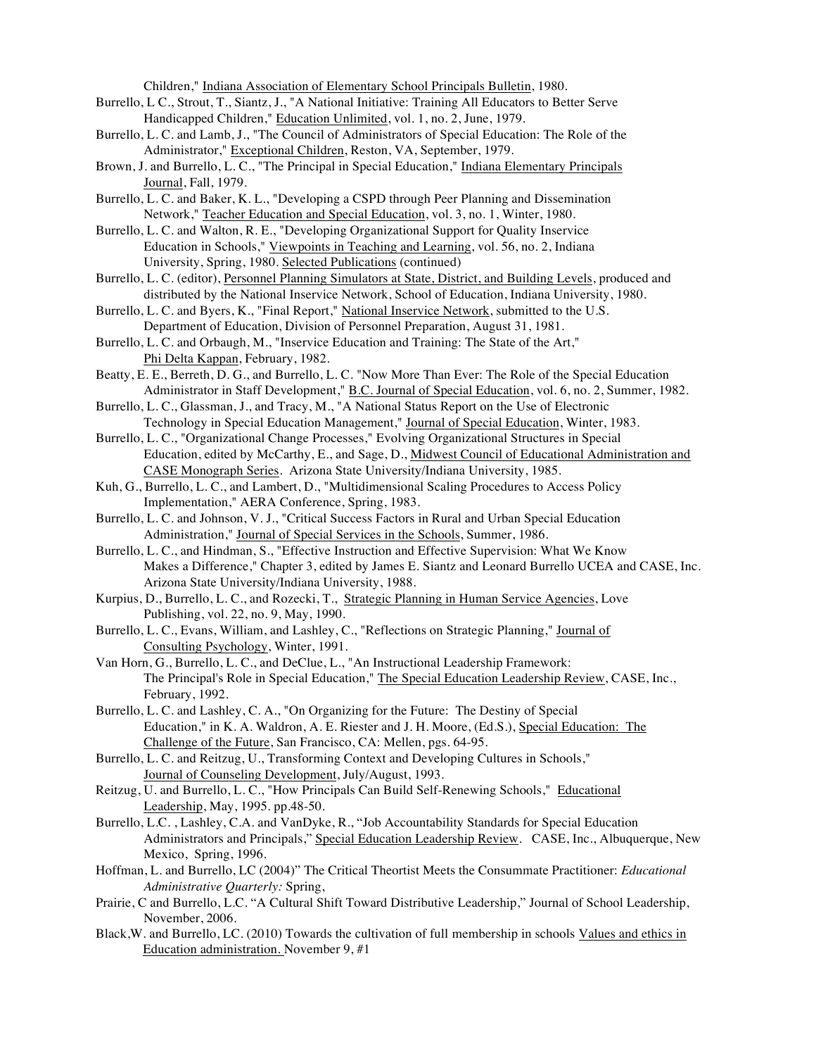Children," Indiana Association of Elementary School Principals Bulletin, 1980.

Burrello, L C., Strout, T., Siantz, J., "A National Initiative: Training All Educators to Better Serve Handicapped Children," Education Unlimited, vol. 1, no. 2, June, 1979.

Burrello, L. C. and Lamb, J., "The Council of Administrators of Special Education: The Role of the Administrator," Exceptional Children, Reston, VA, September, 1979.

Brown, J. and Burrello, L. C., "The Principal in Special Education," Indiana Elementary Principals Journal, Fall, 1979.

Burrello, L. C. and Baker, K. L., "Developing a CSPD through Peer Planning and Dissemination Network," Teacher Education and Special Education, vol. 3, no. 1, Winter, 1980.

Burrello, L. C. and Walton, R. E., "Developing Organizational Support for Quality Inservice Education in Schools," Viewpoints in Teaching and Learning, vol. 56, no. 2, Indiana University, Spring, 1980. Selected Publications (continued)

Burrello, L. C. (editor), Personnel Planning Simulators at State, District, and Building Levels, produced and distributed by the National Inservice Network, School of Education, Indiana University, 1980.

Burrello, L. C. and Byers, K., "Final Report," National Inservice Network, submitted to the U.S. Department of Education, Division of Personnel Preparation, August 31, 1981.

Burrello, L. C. and Orbaugh, M., "Inservice Education and Training: The State of the Art," Phi Delta Kappan, February, 1982.

Beatty, E. E., Berreth, D. G., and Burrello, L. C. "Now More Than Ever: The Role of the Special Education Administrator in Staff Development," B.C. Journal of Special Education, vol. 6, no. 2, Summer, 1982.

Burrello, L. C., Glassman, J., and Tracy, M., "A National Status Report on the Use of Electronic Technology in Special Education Management," Journal of Special Education, Winter, 1983.

Burrello, L. C., "Organizational Change Processes," Evolving Organizational Structures in Special Education, edited by McCarthy, E., and Sage, D., Midwest Council of Educational Administration and CASE Monograph Series. Arizona State University/Indiana University, 1985.

Kuh, G., Burrello, L. C., and Lambert, D., "Multidimensional Scaling Procedures to Access Policy Implementation," AERA Conference, Spring, 1983.

Burrello, L. C. and Johnson, V. J., "Critical Success Factors in Rural and Urban Special Education Administration," Journal of Special Services in the Schools, Summer, 1986.

Burrello, L. C., and Hindman, S., "Effective Instruction and Effective Supervision: What We Know Makes a Difference," Chapter 3, edited by James E. Siantz and Leonard Burrello UCEA and CASE, Inc. Arizona State University/Indiana University, 1988.

Kurpius, D., Burrello, L. C., and Rozecki, T., Strategic Planning in Human Service Agencies, Love Publishing, vol. 22, no. 9, May, 1990.

Burrello, L. C., Evans, William, and Lashley, C., "Reflections on Strategic Planning," Journal of Consulting Psychology, Winter, 1991.

Van Horn, G., Burrello, L. C., and DeClue, L., "An Instructional Leadership Framework: The Principal's Role in Special Education," The Special Education Leadership Review, CASE, Inc., February, 1992.

Burrello, L. C. and Lashley, C. A., "On Organizing for the Future: The Destiny of Special Education," in K. A. Waldron, A. E. Riester and J. H. Moore, (Ed.S.), Special Education: The Challenge of the Future, San Francisco, CA: Mellen, pgs. 64-95.

Burrello, L. C. and Reitzug, U., Transforming Context and Developing Cultures in Schools," Journal of Counseling Development, July/August, 1993.

Reitzug, U. and Burrello, L. C., "How Principals Can Build Self-Renewing Schools," Educational Leadership, May, 1995. pp.48-50.

Burrello, L.C. , Lashley, C.A. and VanDyke, R., "Job Accountability Standards for Special Education Administrators and Principals," Special Education Leadership Review. CASE, Inc., Albuquerque, New Mexico, Spring, 1996.

Hoffman, L. and Burrello, LC (2004)" The Critical Theortist Meets the Consummate Practitioner: *Educational Administrative Quarterly:* Spring,

Prairie, C and Burrello, L.C. "A Cultural Shift Toward Distributive Leadership," Journal of School Leadership, November, 2006.

Black,W. and Burrello, LC. (2010) Towards the cultivation of full membership in schools Values and ethics in Education administration. November 9, #1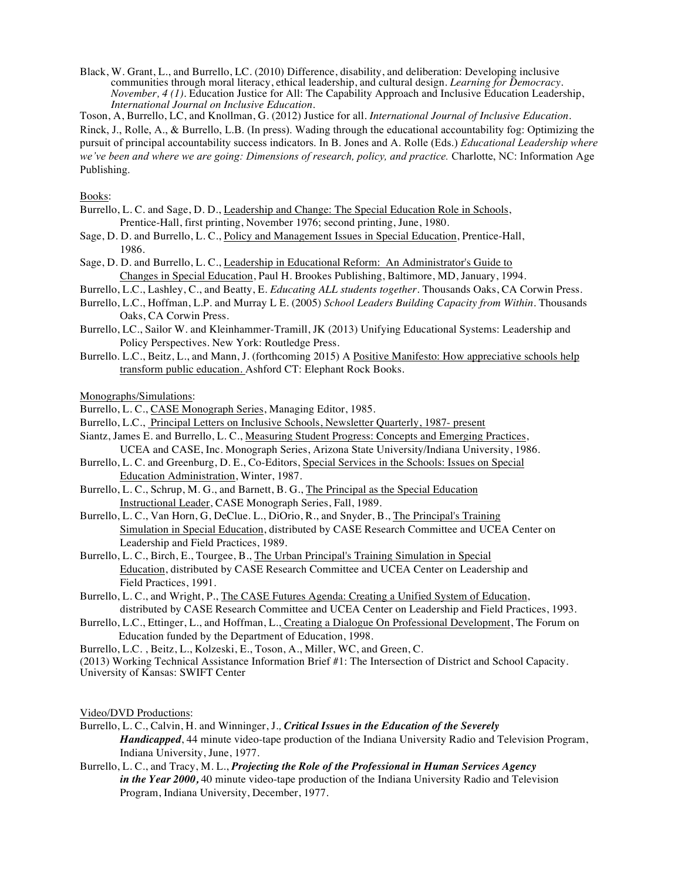Black, W. Grant, L., and Burrello, LC. (2010) Difference, disability, and deliberation: Developing inclusive communities through moral literacy, ethical leadership, and cultural design. *Learning for Democracy. November, 4 (1).* Education Justice for All: The Capability Approach and Inclusive Education Leadership, *International Journal on Inclusive Education.*

Toson, A, Burrello, LC, and Knollman, G. (2012) Justice for all. *International Journal of Inclusive Education.*

Rinck, J., Rolle, A., & Burrello, L.B. (In press). Wading through the educational accountability fog: Optimizing the pursuit of principal accountability success indicators. In B. Jones and A. Rolle (Eds.) *Educational Leadership where we've been and where we are going: Dimensions of research, policy, and practice.* Charlotte, NC: Information Age Publishing.

Books:

- Burrello, L. C. and Sage, D. D., Leadership and Change: The Special Education Role in Schools, Prentice-Hall, first printing, November 1976; second printing, June, 1980.
- Sage, D. D. and Burrello, L. C., Policy and Management Issues in Special Education, Prentice-Hall, 1986.
- Sage, D. D. and Burrello, L. C., Leadership in Educational Reform: An Administrator's Guide to Changes in Special Education, Paul H. Brookes Publishing, Baltimore, MD, January, 1994.
- Burrello, L.C., Lashley, C., and Beatty, E. *Educating ALL students together*. Thousands Oaks, CA Corwin Press.
- Burrello, L.C., Hoffman, L.P. and Murray L E. (2005) *School Leaders Building Capacity from Within*. Thousands Oaks, CA Corwin Press.
- Burrello, LC., Sailor W. and Kleinhammer-Tramill, JK (2013) Unifying Educational Systems: Leadership and Policy Perspectives. New York: Routledge Press.
- Burrello. L.C., Beitz, L., and Mann, J. (forthcoming 2015) A Positive Manifesto: How appreciative schools help transform public education. Ashford CT: Elephant Rock Books.

Monographs/Simulations:

- Burrello, L. C., CASE Monograph Series, Managing Editor, 1985.
- Burrello, L.C., Principal Letters on Inclusive Schools, Newsletter Quarterly, 1987- present
- Siantz, James E. and Burrello, L. C., Measuring Student Progress: Concepts and Emerging Practices, UCEA and CASE, Inc. Monograph Series, Arizona State University/Indiana University, 1986.
- Burrello, L. C. and Greenburg, D. E., Co-Editors, Special Services in the Schools: Issues on Special Education Administration, Winter, 1987.
- Burrello, L. C., Schrup, M. G., and Barnett, B. G., The Principal as the Special Education Instructional Leader, CASE Monograph Series, Fall, 1989.
- Burrello, L. C., Van Horn, G, DeClue. L., DiOrio, R., and Snyder, B., The Principal's Training Simulation in Special Education, distributed by CASE Research Committee and UCEA Center on Leadership and Field Practices, 1989.
- Burrello, L. C., Birch, E., Tourgee, B., The Urban Principal's Training Simulation in Special Education, distributed by CASE Research Committee and UCEA Center on Leadership and Field Practices, 1991.
- Burrello, L. C., and Wright, P., The CASE Futures Agenda: Creating a Unified System of Education, distributed by CASE Research Committee and UCEA Center on Leadership and Field Practices, 1993.
- Burrello, L.C., Ettinger, L., and Hoffman, L., Creating a Dialogue On Professional Development, The Forum on Education funded by the Department of Education, 1998.
- Burrello, L.C. , Beitz, L., Kolzeski, E., Toson, A., Miller, WC, and Green, C. (2013) Working Technical Assistance Information Brief #1: The Intersection of District and School Capacity. University of Kansas: SWIFT Center

Video/DVD Productions:

- Burrello, L. C., Calvin, H. and Winninger, J., ***Critical Issues in the Education of the Severely Handicapped***, 44 minute video-tape production of the Indiana University Radio and Television Program, Indiana University, June, 1977.
- Burrello, L. C., and Tracy, M. L., ***Projecting the Role of the Professional in Human Services Agency in the Year 2000,*** 40 minute video-tape production of the Indiana University Radio and Television Program, Indiana University, December, 1977.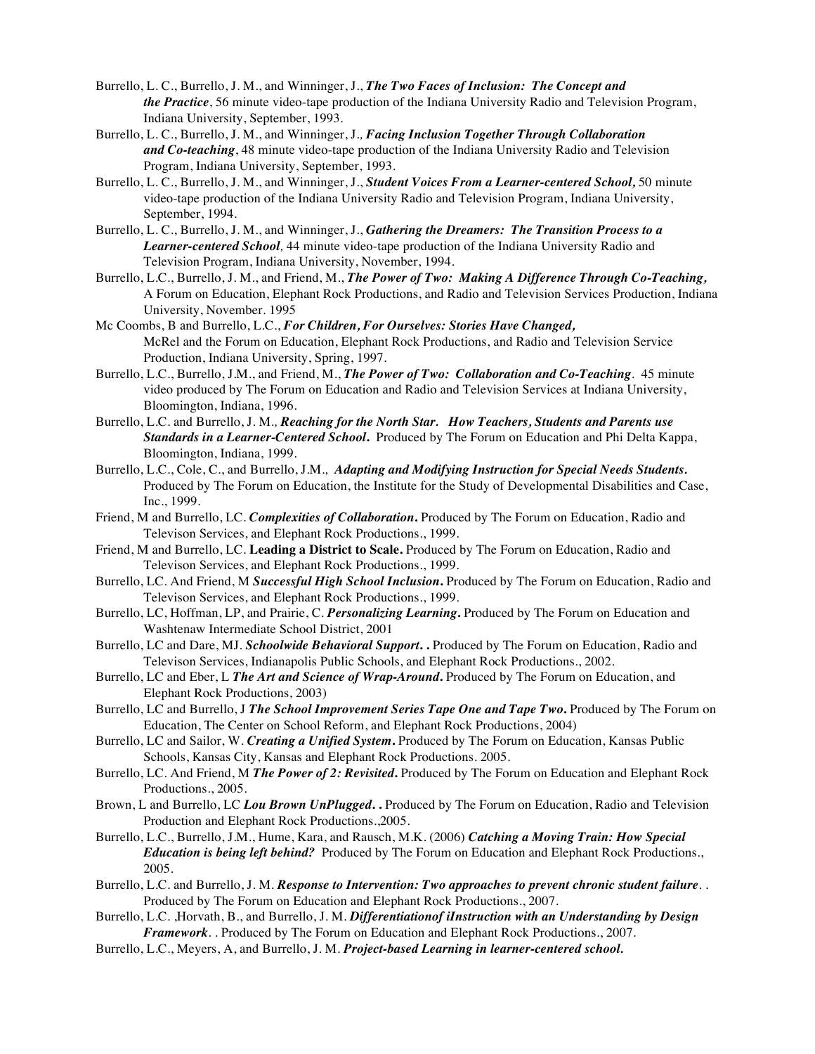Burrello, L. C., Burrello, J. M., and Winninger, J., ***The Two Faces of Inclusion: The Concept and the Practice***, 56 minute video-tape production of the Indiana University Radio and Television Program, Indiana University, September, 1993.

Burrello, L. C., Burrello, J. M., and Winninger, J.*,* ***Facing Inclusion Together Through Collaboration and Co-teaching***, 48 minute video-tape production of the Indiana University Radio and Television Program, Indiana University, September, 1993.

Burrello, L. C., Burrello, J. M., and Winninger, J., ***Student Voices From a Learner-centered School,*** 50 minute video-tape production of the Indiana University Radio and Television Program, Indiana University, September, 1994.

Burrello, L. C., Burrello, J. M., and Winninger, J., ***Gathering the Dreamers: The Transition Process to a Learner-centered School****,* 44 minute video-tape production of the Indiana University Radio and Television Program, Indiana University, November, 1994.

Burrello, L.C., Burrello, J. M., and Friend, M., ***The Power of Two: Making A Difference Through Co-Teaching,*** A Forum on Education, Elephant Rock Productions, and Radio and Television Services Production, Indiana University, November. 1995

Mc Coombs, B and Burrello, L.C., ***For Children, For Ourselves: Stories Have Changed,*** McRel and the Forum on Education, Elephant Rock Productions, and Radio and Television Service Production, Indiana University, Spring, 1997.

Burrello, L.C., Burrello, J.M., and Friend, M., ***The Power of Two: Collaboration and Co-Teaching***. 45 minute video produced by The Forum on Education and Radio and Television Services at Indiana University, Bloomington, Indiana, 1996.

Burrello, L.C. and Burrello, J. M.*,* ***Reaching for the North Star. How Teachers, Students and Parents use Standards in a Learner-Centered School.*** Produced by The Forum on Education and Phi Delta Kappa, Bloomington, Indiana, 1999.

Burrello, L.C., Cole, C., and Burrello, J.M.*,* ***Adapting and Modifying Instruction for Special Needs Students.*** Produced by The Forum on Education, the Institute for the Study of Developmental Disabilities and Case, Inc., 1999.

Friend, M and Burrello, LC. ***Complexities of Collaboration.*** Produced by The Forum on Education, Radio and Televison Services, and Elephant Rock Productions., 1999.

Friend, M and Burrello, LC. **Leading a District to Scale.** Produced by The Forum on Education, Radio and Televison Services, and Elephant Rock Productions., 1999.

Burrello, LC. And Friend, M ***Successful High School Inclusion.*** Produced by The Forum on Education, Radio and Televison Services, and Elephant Rock Productions., 1999.

Burrello, LC, Hoffman, LP, and Prairie, C. ***Personalizing Learning.*** Produced by The Forum on Education and Washtenaw Intermediate School District, 2001

Burrello, LC and Dare, MJ. ***Schoolwide Behavioral Support. .*** Produced by The Forum on Education, Radio and Televison Services, Indianapolis Public Schools, and Elephant Rock Productions., 2002.

Burrello, LC and Eber, L ***The Art and Science of Wrap-Around.*** Produced by The Forum on Education, and Elephant Rock Productions, 2003)

Burrello, LC and Burrello, J ***The School Improvement Series Tape One and Tape Two.*** Produced by The Forum on Education, The Center on School Reform, and Elephant Rock Productions, 2004)

Burrello, LC and Sailor, W. ***Creating a Unified System.*** Produced by The Forum on Education, Kansas Public Schools, Kansas City, Kansas and Elephant Rock Productions. 2005.

Burrello, LC. And Friend, M ***The Power of 2: Revisited.*** Produced by The Forum on Education and Elephant Rock Productions., 2005.

Brown, L and Burrello, LC ***Lou Brown UnPlugged. .*** Produced by The Forum on Education, Radio and Television Production and Elephant Rock Productions.,2005.

Burrello, L.C., Burrello, J.M., Hume, Kara, and Rausch, M.K. (2006) ***Catching a Moving Train: How Special Education is being left behind?*** Produced by The Forum on Education and Elephant Rock Productions., 2005.

Burrello, L.C. and Burrello, J. M. ***Response to Intervention: Two approaches to prevent chronic student failure****. .* Produced by The Forum on Education and Elephant Rock Productions., 2007.

Burrello, L.C. ,Horvath, B., and Burrello, J. M. ***Differentiationof iInstruction with an Understanding by Design Framework****. .* Produced by The Forum on Education and Elephant Rock Productions., 2007.

Burrello, L.C., Meyers, A, and Burrello, J. M. ***Project-based Learning in learner-centered school.***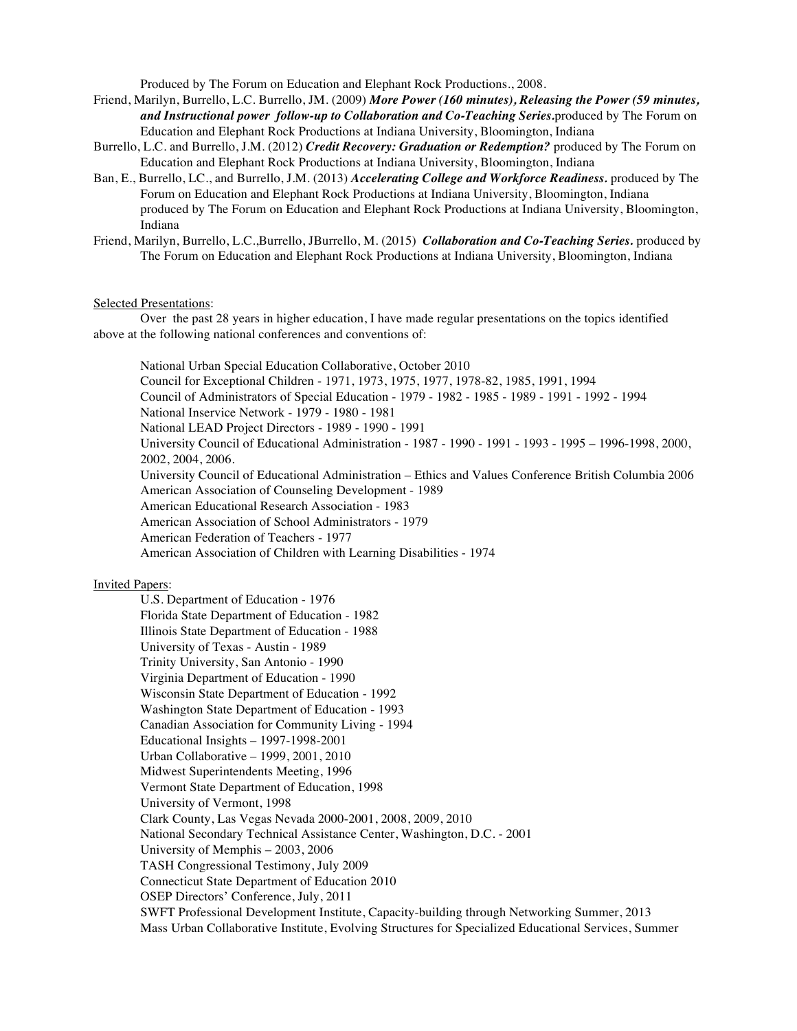Produced by The Forum on Education and Elephant Rock Productions., 2008.

Friend, Marilyn, Burrello, L.C. Burrello, JM. (2009) ***More Power (160 minutes), Releasing the Power (59 minutes, and Instructional power follow-up to Collaboration and Co-Teaching Series.***produced by The Forum on Education and Elephant Rock Productions at Indiana University, Bloomington, Indiana

Burrello, L.C. and Burrello, J.M. (2012) ***Credit Recovery: Graduation or Redemption?*** produced by The Forum on Education and Elephant Rock Productions at Indiana University, Bloomington, Indiana

Ban, E., Burrello, LC., and Burrello, J.M. (2013) ***Accelerating College and Workforce Readiness.*** produced by The Forum on Education and Elephant Rock Productions at Indiana University, Bloomington, Indiana produced by The Forum on Education and Elephant Rock Productions at Indiana University, Bloomington, Indiana

Friend, Marilyn, Burrello, L.C.,Burrello, JBurrello, M. (2015) ***Collaboration and Co-Teaching Series.*** produced by The Forum on Education and Elephant Rock Productions at Indiana University, Bloomington, Indiana

Selected Presentations:

Over the past 28 years in higher education, I have made regular presentations on the topics identified above at the following national conferences and conventions of:

National Urban Special Education Collaborative, October 2010
Council for Exceptional Children - 1971, 1973, 1975, 1977, 1978-82, 1985, 1991, 1994
Council of Administrators of Special Education - 1979 - 1982 - 1985 - 1989 - 1991 - 1992 - 1994
National Inservice Network - 1979 - 1980 - 1981
National LEAD Project Directors - 1989 - 1990 - 1991
University Council of Educational Administration - 1987 - 1990 - 1991 - 1993 - 1995 – 1996-1998, 2000, 2002, 2004, 2006.
University Council of Educational Administration – Ethics and Values Conference British Columbia 2006
American Association of Counseling Development - 1989
American Educational Research Association - 1983
American Association of School Administrators - 1979
American Federation of Teachers - 1977
American Association of Children with Learning Disabilities - 1974

Invited Papers:

U.S. Department of Education - 1976
Florida State Department of Education - 1982
Illinois State Department of Education - 1988
University of Texas - Austin - 1989
Trinity University, San Antonio - 1990
Virginia Department of Education - 1990
Wisconsin State Department of Education - 1992
Washington State Department of Education - 1993
Canadian Association for Community Living - 1994
Educational Insights – 1997-1998-2001
Urban Collaborative – 1999, 2001, 2010
Midwest Superintendents Meeting, 1996
Vermont State Department of Education, 1998
University of Vermont, 1998
Clark County, Las Vegas Nevada 2000-2001, 2008, 2009, 2010
National Secondary Technical Assistance Center, Washington, D.C. - 2001
University of Memphis – 2003, 2006
TASH Congressional Testimony, July 2009
Connecticut State Department of Education 2010
OSEP Directors' Conference, July, 2011
SWFT Professional Development Institute, Capacity-building through Networking Summer, 2013
Mass Urban Collaborative Institute, Evolving Structures for Specialized Educational Services, Summer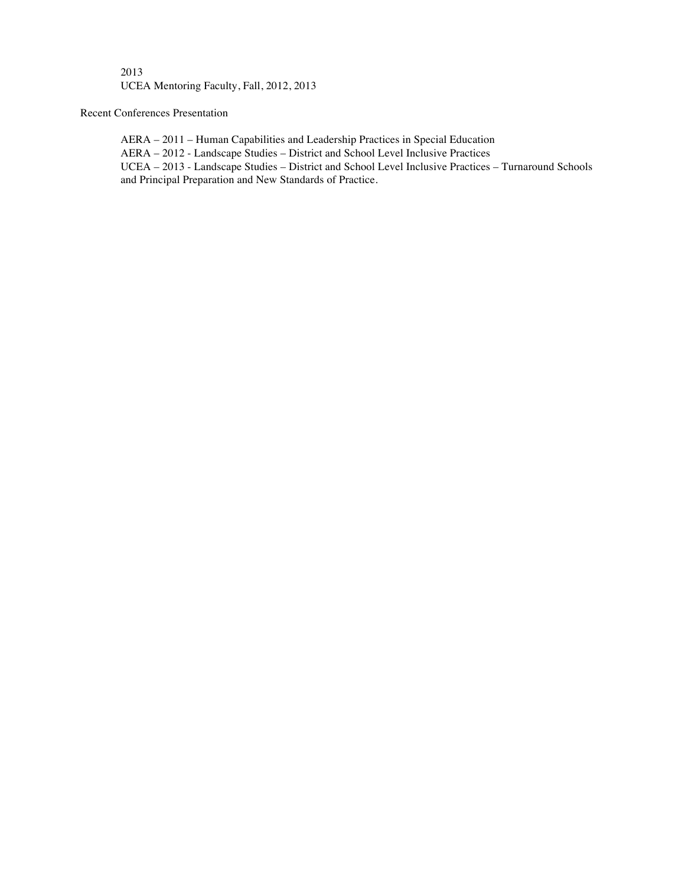2013
UCEA Mentoring Faculty, Fall, 2012, 2013

Recent Conferences Presentation

AERA – 2011 – Human Capabilities and Leadership Practices in Special Education
AERA – 2012 - Landscape Studies – District and School Level Inclusive Practices
UCEA – 2013 - Landscape Studies – District and School Level Inclusive Practices – Turnaround Schools and Principal Preparation and New Standards of Practice.